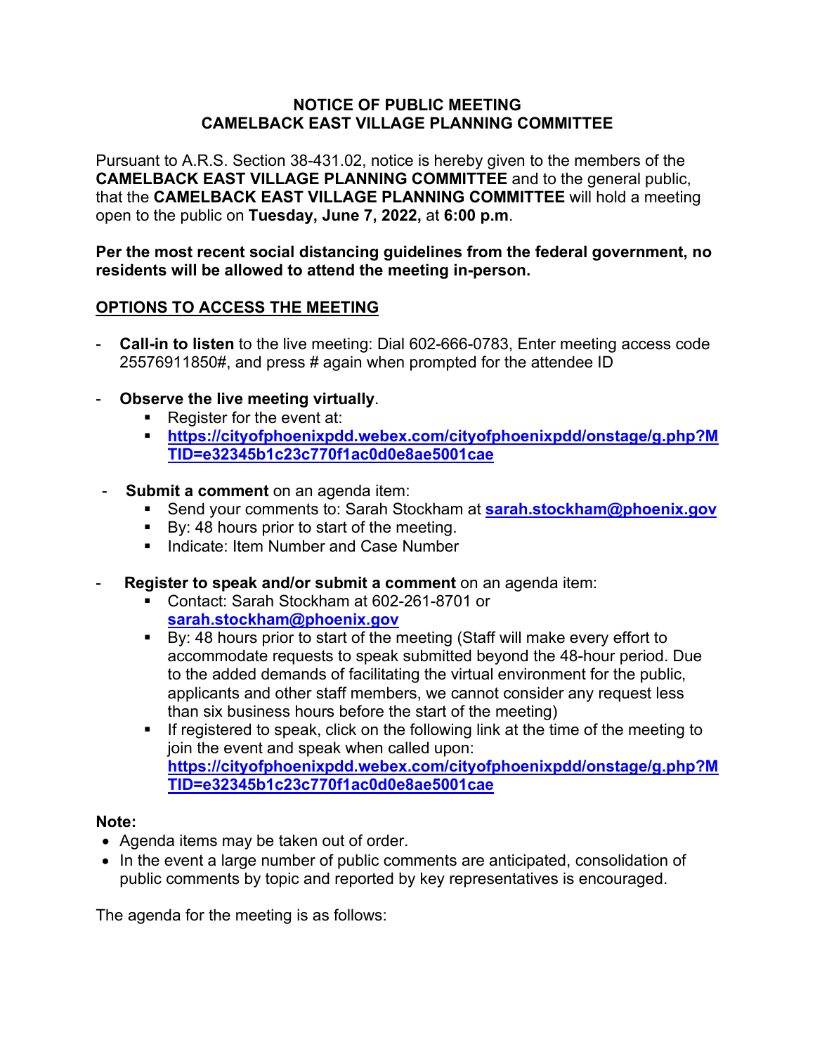**NOTICE OF PUBLIC MEETING**
**CAMELBACK EAST VILLAGE PLANNING COMMITTEE**

Pursuant to A.R.S. Section 38-431.02, notice is hereby given to the members of the **CAMELBACK EAST VILLAGE PLANNING COMMITTEE** and to the general public, that the **CAMELBACK EAST VILLAGE PLANNING COMMITTEE** will hold a meeting open to the public on **Tuesday, June 7, 2022,** at **6:00 p.m**.

**Per the most recent social distancing guidelines from the federal government, no residents will be allowed to attend the meeting in-person.**

**OPTIONS TO ACCESS THE MEETING**

- **Call-in to listen** to the live meeting: Dial 602-666-0783, Enter meeting access code 25576911850#, and press # again when prompted for the attendee ID

- **Observe the live meeting virtually**.
  - Register for the event at:
  - **https://cityofphoenixpdd.webex.com/cityofphoenixpdd/onstage/g.php?MTID=e32345b1c23c770f1ac0d0e8ae5001cae**

- **Submit a comment** on an agenda item:
  - Send your comments to: Sarah Stockham at **sarah.stockham@phoenix.gov**
  - By: 48 hours prior to start of the meeting.
  - Indicate: Item Number and Case Number

- **Register to speak and/or submit a comment** on an agenda item:
  - Contact: Sarah Stockham at 602-261-8701 or **sarah.stockham@phoenix.gov**
  - By: 48 hours prior to start of the meeting (Staff will make every effort to accommodate requests to speak submitted beyond the 48-hour period. Due to the added demands of facilitating the virtual environment for the public, applicants and other staff members, we cannot consider any request less than six business hours before the start of the meeting)
  - If registered to speak, click on the following link at the time of the meeting to join the event and speak when called upon: **https://cityofphoenixpdd.webex.com/cityofphoenixpdd/onstage/g.php?MTID=e32345b1c23c770f1ac0d0e8ae5001cae**

**Note:**

- Agenda items may be taken out of order.
- In the event a large number of public comments are anticipated, consolidation of public comments by topic and reported by key representatives is encouraged.

The agenda for the meeting is as follows: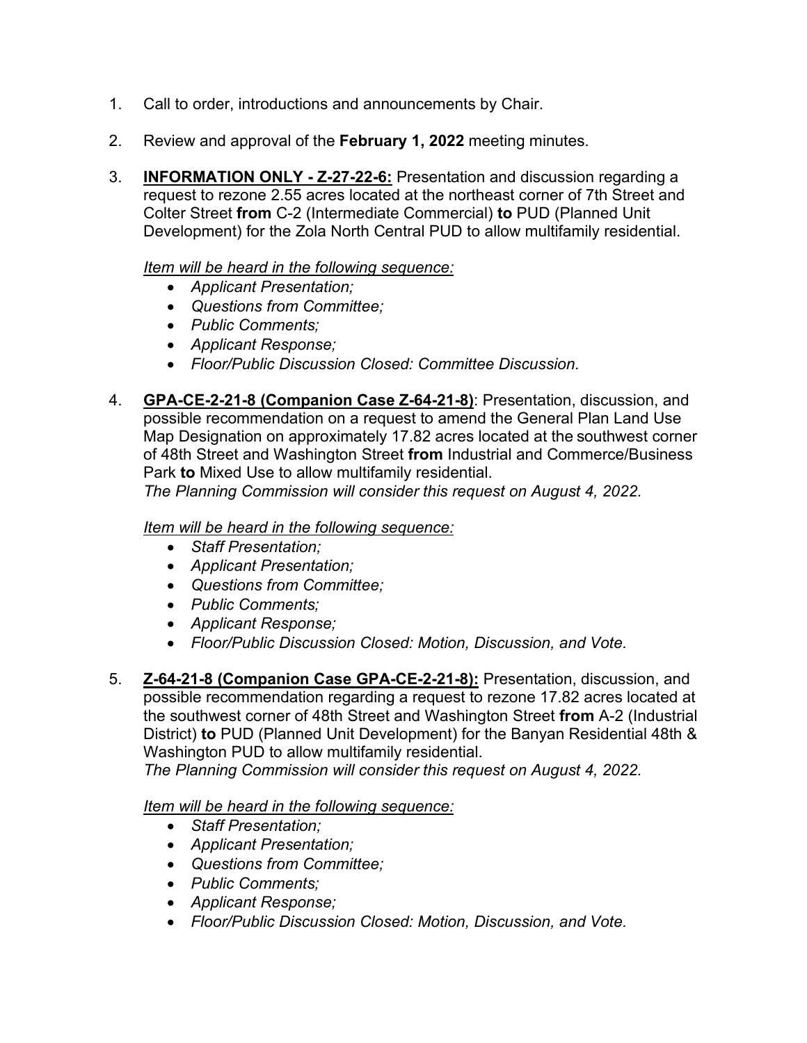1. Call to order, introductions and announcements by Chair.

2. Review and approval of the **February 1, 2022** meeting minutes.

3. **INFORMATION ONLY - Z-27-22-6:** Presentation and discussion regarding a request to rezone 2.55 acres located at the northeast corner of 7th Street and Colter Street **from** C-2 (Intermediate Commercial) **to** PUD (Planned Unit Development) for the Zola North Central PUD to allow multifamily residential.

   *Item will be heard in the following sequence:*
   - *Applicant Presentation;*
   - *Questions from Committee;*
   - *Public Comments;*
   - *Applicant Response;*
   - *Floor/Public Discussion Closed: Committee Discussion.*

4. **GPA-CE-2-21-8 (Companion Case Z-64-21-8)**: Presentation, discussion, and possible recommendation on a request to amend the General Plan Land Use Map Designation on approximately 17.82 acres located at the southwest corner of 48th Street and Washington Street **from** Industrial and Commerce/Business Park **to** Mixed Use to allow multifamily residential.
   *The Planning Commission will consider this request on August 4, 2022.*

   *Item will be heard in the following sequence:*
   - *Staff Presentation;*
   - *Applicant Presentation;*
   - *Questions from Committee;*
   - *Public Comments;*
   - *Applicant Response;*
   - *Floor/Public Discussion Closed: Motion, Discussion, and Vote.*

5. **Z-64-21-8 (Companion Case GPA-CE-2-21-8):** Presentation, discussion, and possible recommendation regarding a request to rezone 17.82 acres located at the southwest corner of 48th Street and Washington Street **from** A-2 (Industrial District) **to** PUD (Planned Unit Development) for the Banyan Residential 48th & Washington PUD to allow multifamily residential.
   *The Planning Commission will consider this request on August 4, 2022.*

   *Item will be heard in the following sequence:*
   - *Staff Presentation;*
   - *Applicant Presentation;*
   - *Questions from Committee;*
   - *Public Comments;*
   - *Applicant Response;*
   - *Floor/Public Discussion Closed: Motion, Discussion, and Vote.*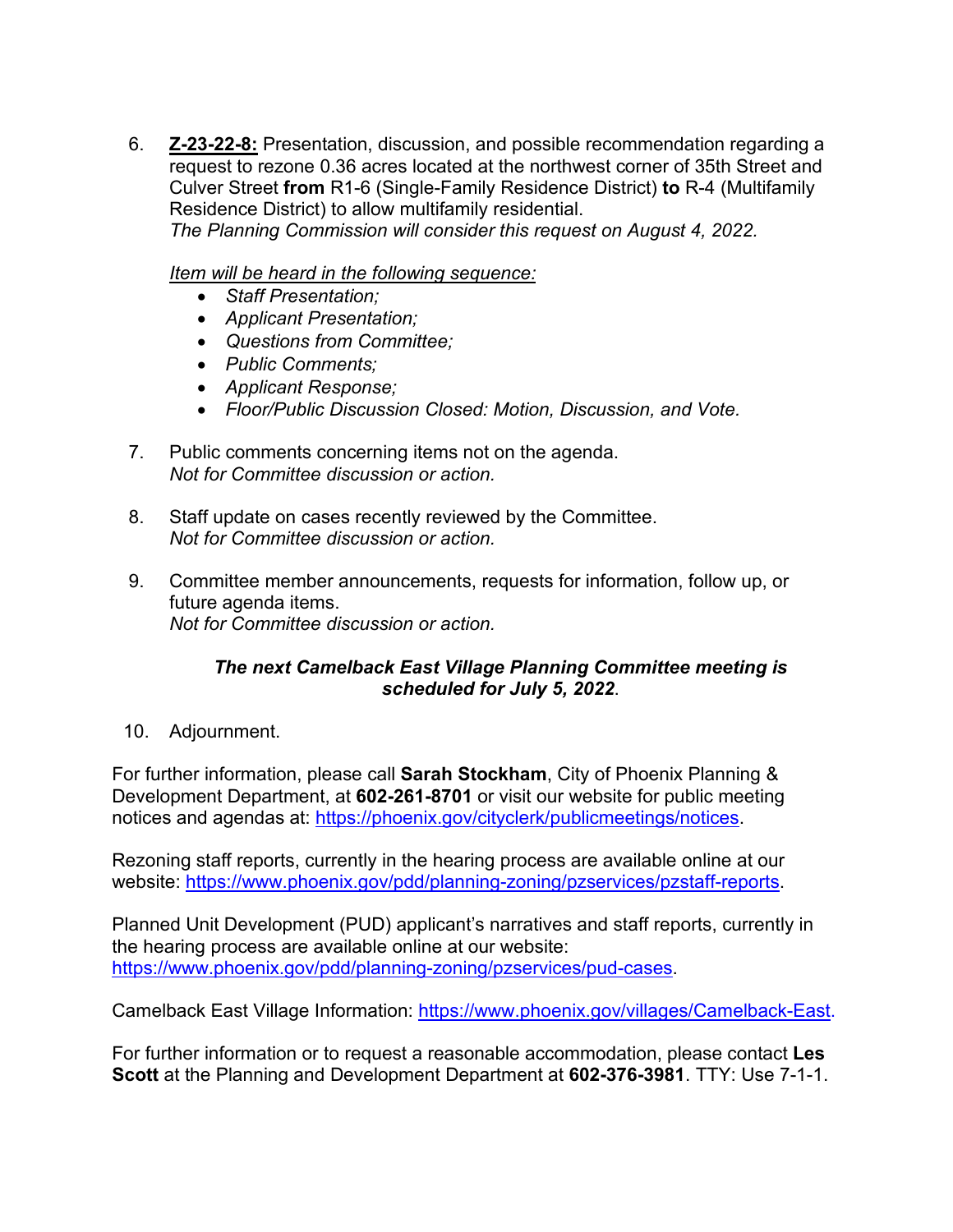6. **Z-23-22-8:** Presentation, discussion, and possible recommendation regarding a request to rezone 0.36 acres located at the northwest corner of 35th Street and Culver Street **from** R1-6 (Single-Family Residence District) **to** R-4 (Multifamily Residence District) to allow multifamily residential.
   *The Planning Commission will consider this request on August 4, 2022.*

   *Item will be heard in the following sequence:*
   - *Staff Presentation;*
   - *Applicant Presentation;*
   - *Questions from Committee;*
   - *Public Comments;*
   - *Applicant Response;*
   - *Floor/Public Discussion Closed: Motion, Discussion, and Vote.*

7. Public comments concerning items not on the agenda.
   *Not for Committee discussion or action.*

8. Staff update on cases recently reviewed by the Committee.
   *Not for Committee discussion or action.*

9. Committee member announcements, requests for information, follow up, or future agenda items.
   *Not for Committee discussion or action.*

***The next Camelback East Village Planning Committee meeting is scheduled for July 5, 2022*.**

10. Adjournment.

For further information, please call **Sarah Stockham**, City of Phoenix Planning & Development Department, at **602-261-8701** or visit our website for public meeting notices and agendas at: https://phoenix.gov/cityclerk/publicmeetings/notices.

Rezoning staff reports, currently in the hearing process are available online at our website: https://www.phoenix.gov/pdd/planning-zoning/pzservices/pzstaff-reports.

Planned Unit Development (PUD) applicant's narratives and staff reports, currently in the hearing process are available online at our website: https://www.phoenix.gov/pdd/planning-zoning/pzservices/pud-cases.

Camelback East Village Information: https://www.phoenix.gov/villages/Camelback-East.

For further information or to request a reasonable accommodation, please contact **Les Scott** at the Planning and Development Department at **602-376-3981**. TTY: Use 7-1-1.